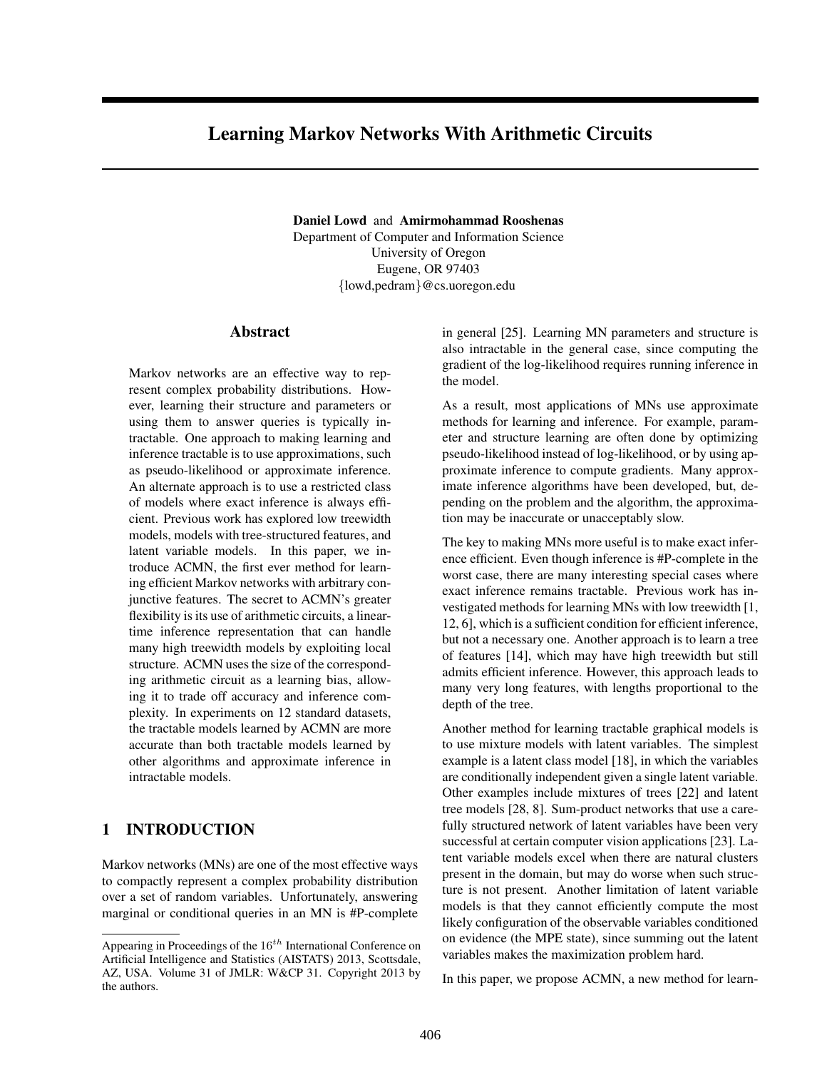# Learning Markov Networks With Arithmetic Circuits

**Daniel Lowd** and **Amirmohammad Rooshenas**
Department of Computer and Information Science
University of Oregon
Eugene, OR 97403
{lowd,pedram}@cs.uoregon.edu

## Abstract

Markov networks are an effective way to represent complex probability distributions. However, learning their structure and parameters or using them to answer queries is typically intractable. One approach to making learning and inference tractable is to use approximations, such as pseudo-likelihood or approximate inference. An alternate approach is to use a restricted class of models where exact inference is always efficient. Previous work has explored low treewidth models, models with tree-structured features, and latent variable models. In this paper, we introduce ACMN, the first ever method for learning efficient Markov networks with arbitrary conjunctive features. The secret to ACMN's greater flexibility is its use of arithmetic circuits, a linear-time inference representation that can handle many high treewidth models by exploiting local structure. ACMN uses the size of the corresponding arithmetic circuit as a learning bias, allowing it to trade off accuracy and inference complexity. In experiments on 12 standard datasets, the tractable models learned by ACMN are more accurate than both tractable models learned by other algorithms and approximate inference in intractable models.

## 1 INTRODUCTION

Markov networks (MNs) are one of the most effective ways to compactly represent a complex probability distribution over a set of random variables. Unfortunately, answering marginal or conditional queries in an MN is #P-complete in general [25]. Learning MN parameters and structure is also intractable in the general case, since computing the gradient of the log-likelihood requires running inference in the model.

As a result, most applications of MNs use approximate methods for learning and inference. For example, parameter and structure learning are often done by optimizing pseudo-likelihood instead of log-likelihood, or by using approximate inference to compute gradients. Many approximate inference algorithms have been developed, but, depending on the problem and the algorithm, the approximation may be inaccurate or unacceptably slow.

The key to making MNs more useful is to make exact inference efficient. Even though inference is #P-complete in the worst case, there are many interesting special cases where exact inference remains tractable. Previous work has investigated methods for learning MNs with low treewidth [1, 12, 6], which is a sufficient condition for efficient inference, but not a necessary one. Another approach is to learn a tree of features [14], which may have high treewidth but still admits efficient inference. However, this approach leads to many very long features, with lengths proportional to the depth of the tree.

Another method for learning tractable graphical models is to use mixture models with latent variables. The simplest example is a latent class model [18], in which the variables are conditionally independent given a single latent variable. Other examples include mixtures of trees [22] and latent tree models [28, 8]. Sum-product networks that use a carefully structured network of latent variables have been very successful at certain computer vision applications [23]. Latent variable models excel when there are natural clusters present in the domain, but may do worse when such structure is not present. Another limitation of latent variable models is that they cannot efficiently compute the most likely configuration of the observable variables conditioned on evidence (the MPE state), since summing out the latent variables makes the maximization problem hard.

In this paper, we propose ACMN, a new method for learn-

Appearing in Proceedings of the $16^{th}$ International Conference on Artificial Intelligence and Statistics (AISTATS) 2013, Scottsdale, AZ, USA. Volume 31 of JMLR: W&CP 31. Copyright 2013 by the authors.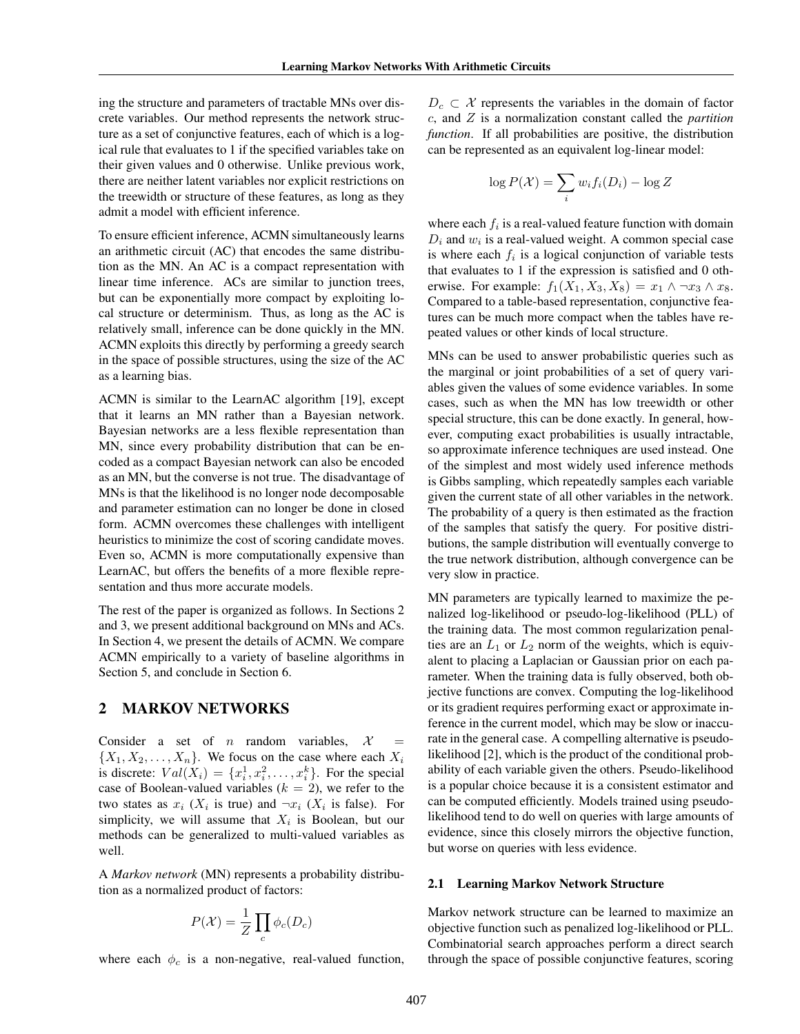ing the structure and parameters of tractable MNs over discrete variables. Our method represents the network structure as a set of conjunctive features, each of which is a logical rule that evaluates to 1 if the specified variables take on their given values and 0 otherwise. Unlike previous work, there are neither latent variables nor explicit restrictions on the treewidth or structure of these features, as long as they admit a model with efficient inference.

To ensure efficient inference, ACMN simultaneously learns an arithmetic circuit (AC) that encodes the same distribution as the MN. An AC is a compact representation with linear time inference. ACs are similar to junction trees, but can be exponentially more compact by exploiting local structure or determinism. Thus, as long as the AC is relatively small, inference can be done quickly in the MN. ACMN exploits this directly by performing a greedy search in the space of possible structures, using the size of the AC as a learning bias.

ACMN is similar to the LearnAC algorithm [19], except that it learns an MN rather than a Bayesian network. Bayesian networks are a less flexible representation than MN, since every probability distribution that can be encoded as a compact Bayesian network can also be encoded as an MN, but the converse is not true. The disadvantage of MNs is that the likelihood is no longer node decomposable and parameter estimation can no longer be done in closed form. ACMN overcomes these challenges with intelligent heuristics to minimize the cost of scoring candidate moves. Even so, ACMN is more computationally expensive than LearnAC, but offers the benefits of a more flexible representation and thus more accurate models.

The rest of the paper is organized as follows. In Sections 2 and 3, we present additional background on MNs and ACs. In Section 4, we present the details of ACMN. We compare ACMN empirically to a variety of baseline algorithms in Section 5, and conclude in Section 6.

## 2 MARKOV NETWORKS

Consider a set of $n$ random variables, $\mathcal{X} = \{X_1, X_2, \ldots, X_n\}$. We focus on the case where each $X_i$ is discrete: $Val(X_i) = \{x_i^1, x_i^2, \ldots, x_i^k\}$. For the special case of Boolean-valued variables ($k = 2$), we refer to the two states as $x_i$ ($X_i$ is true) and $\neg x_i$ ($X_i$ is false). For simplicity, we will assume that $X_i$ is Boolean, but our methods can be generalized to multi-valued variables as well.

A *Markov network* (MN) represents a probability distribution as a normalized product of factors:

$$P(\mathcal{X}) = \frac{1}{Z} \prod_c \phi_c(D_c)$$

where each $\phi_c$ is a non-negative, real-valued function, $D_c \subset \mathcal{X}$ represents the variables in the domain of factor $c$, and $Z$ is a normalization constant called the *partition function*. If all probabilities are positive, the distribution can be represented as an equivalent log-linear model:

$$\log P(\mathcal{X}) = \sum_i w_i f_i(D_i) - \log Z$$

where each $f_i$ is a real-valued feature function with domain $D_i$ and $w_i$ is a real-valued weight. A common special case is where each $f_i$ is a logical conjunction of variable tests that evaluates to 1 if the expression is satisfied and 0 otherwise. For example: $f_1(X_1, X_3, X_8) = x_1 \wedge \neg x_3 \wedge x_8$. Compared to a table-based representation, conjunctive features can be much more compact when the tables have repeated values or other kinds of local structure.

MNs can be used to answer probabilistic queries such as the marginal or joint probabilities of a set of query variables given the values of some evidence variables. In some cases, such as when the MN has low treewidth or other special structure, this can be done exactly. In general, however, computing exact probabilities is usually intractable, so approximate inference techniques are used instead. One of the simplest and most widely used inference methods is Gibbs sampling, which repeatedly samples each variable given the current state of all other variables in the network. The probability of a query is then estimated as the fraction of the samples that satisfy the query. For positive distributions, the sample distribution will eventually converge to the true network distribution, although convergence can be very slow in practice.

MN parameters are typically learned to maximize the penalized log-likelihood or pseudo-log-likelihood (PLL) of the training data. The most common regularization penalties are an $L_1$ or $L_2$ norm of the weights, which is equivalent to placing a Laplacian or Gaussian prior on each parameter. When the training data is fully observed, both objective functions are convex. Computing the log-likelihood or its gradient requires performing exact or approximate inference in the current model, which may be slow or inaccurate in the general case. A compelling alternative is pseudo-likelihood [2], which is the product of the conditional probability of each variable given the others. Pseudo-likelihood is a popular choice because it is a consistent estimator and can be computed efficiently. Models trained using pseudo-likelihood tend to do well on queries with large amounts of evidence, since this closely mirrors the objective function, but worse on queries with less evidence.

### 2.1 Learning Markov Network Structure

Markov network structure can be learned to maximize an objective function such as penalized log-likelihood or PLL. Combinatorial search approaches perform a direct search through the space of possible conjunctive features, scoring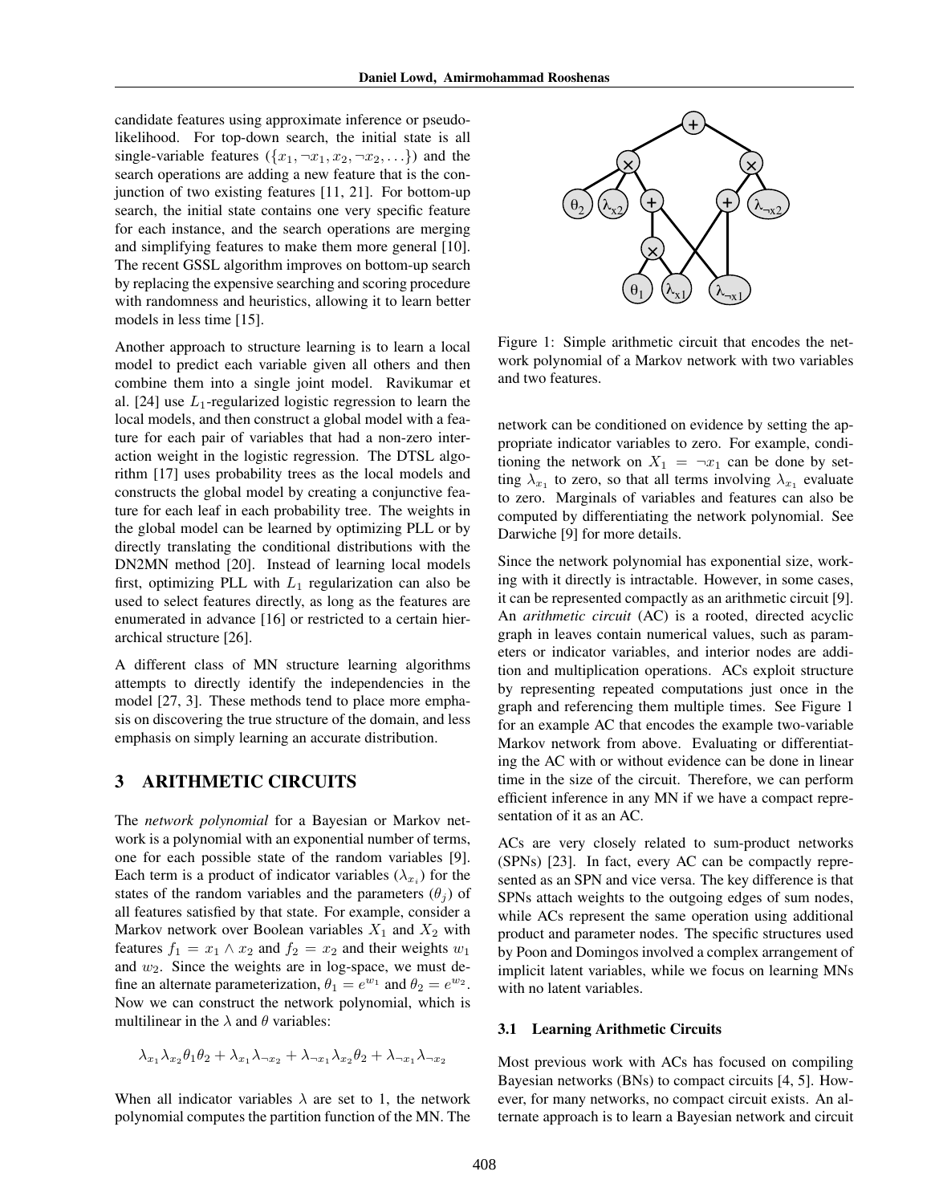candidate features using approximate inference or pseudo-likelihood. For top-down search, the initial state is all single-variable features ($\{x_1, \neg x_1, x_2, \neg x_2, \ldots\}$) and the search operations are adding a new feature that is the conjunction of two existing features [11, 21]. For bottom-up search, the initial state contains one very specific feature for each instance, and the search operations are merging and simplifying features to make them more general [10]. The recent GSSL algorithm improves on bottom-up search by replacing the expensive searching and scoring procedure with randomness and heuristics, allowing it to learn better models in less time [15].

Another approach to structure learning is to learn a local model to predict each variable given all others and then combine them into a single joint model. Ravikumar et al. [24] use $L_1$-regularized logistic regression to learn the local models, and then construct a global model with a feature for each pair of variables that had a non-zero interaction weight in the logistic regression. The DTSL algorithm [17] uses probability trees as the local models and constructs the global model by creating a conjunctive feature for each leaf in each probability tree. The weights in the global model can be learned by optimizing PLL or by directly translating the conditional distributions with the DN2MN method [20]. Instead of learning local models first, optimizing PLL with $L_1$ regularization can also be used to select features directly, as long as the features are enumerated in advance [16] or restricted to a certain hierarchical structure [26].

A different class of MN structure learning algorithms attempts to directly identify the independencies in the model [27, 3]. These methods tend to place more emphasis on discovering the true structure of the domain, and less emphasis on simply learning an accurate distribution.

## 3 ARITHMETIC CIRCUITS

The *network polynomial* for a Bayesian or Markov network is a polynomial with an exponential number of terms, one for each possible state of the random variables [9]. Each term is a product of indicator variables ($\lambda_{x_i}$) for the states of the random variables and the parameters ($\theta_j$) of all features satisfied by that state. For example, consider a Markov network over Boolean variables $X_1$ and $X_2$ with features $f_1 = x_1 \wedge x_2$ and $f_2 = x_2$ and their weights $w_1$ and $w_2$. Since the weights are in log-space, we must define an alternate parameterization, $\theta_1 = e^{w_1}$ and $\theta_2 = e^{w_2}$. Now we can construct the network polynomial, which is multilinear in the $\lambda$ and $\theta$ variables:

$$\lambda_{x_1}\lambda_{x_2}\theta_1\theta_2 + \lambda_{x_1}\lambda_{\neg x_2} + \lambda_{\neg x_1}\lambda_{x_2}\theta_2 + \lambda_{\neg x_1}\lambda_{\neg x_2}$$

When all indicator variables $\lambda$ are set to 1, the network polynomial computes the partition function of the MN. The network can be conditioned on evidence by setting the appropriate indicator variables to zero. For example, conditioning the network on $X_1 = \neg x_1$ can be done by setting $\lambda_{x_1}$ to zero, so that all terms involving $\lambda_{x_1}$ evaluate to zero. Marginals of variables and features can also be computed by differentiating the network polynomial. See Darwiche [9] for more details.

Figure 1: Simple arithmetic circuit that encodes the network polynomial of a Markov network with two variables and two features.

Since the network polynomial has exponential size, working with it directly is intractable. However, in some cases, it can be represented compactly as an arithmetic circuit [9]. An *arithmetic circuit* (AC) is a rooted, directed acyclic graph in leaves contain numerical values, such as parameters or indicator variables, and interior nodes are addition and multiplication operations. ACs exploit structure by representing repeated computations just once in the graph and referencing them multiple times. See Figure 1 for an example AC that encodes the example two-variable Markov network from above. Evaluating or differentiating the AC with or without evidence can be done in linear time in the size of the circuit. Therefore, we can perform efficient inference in any MN if we have a compact representation of it as an AC.

ACs are very closely related to sum-product networks (SPNs) [23]. In fact, every AC can be compactly represented as an SPN and vice versa. The key difference is that SPNs attach weights to the outgoing edges of sum nodes, while ACs represent the same operation using additional product and parameter nodes. The specific structures used by Poon and Domingos involved a complex arrangement of implicit latent variables, while we focus on learning MNs with no latent variables.

### 3.1 Learning Arithmetic Circuits

Most previous work with ACs has focused on compiling Bayesian networks (BNs) to compact circuits [4, 5]. However, for many networks, no compact circuit exists. An alternate approach is to learn a Bayesian network and circuit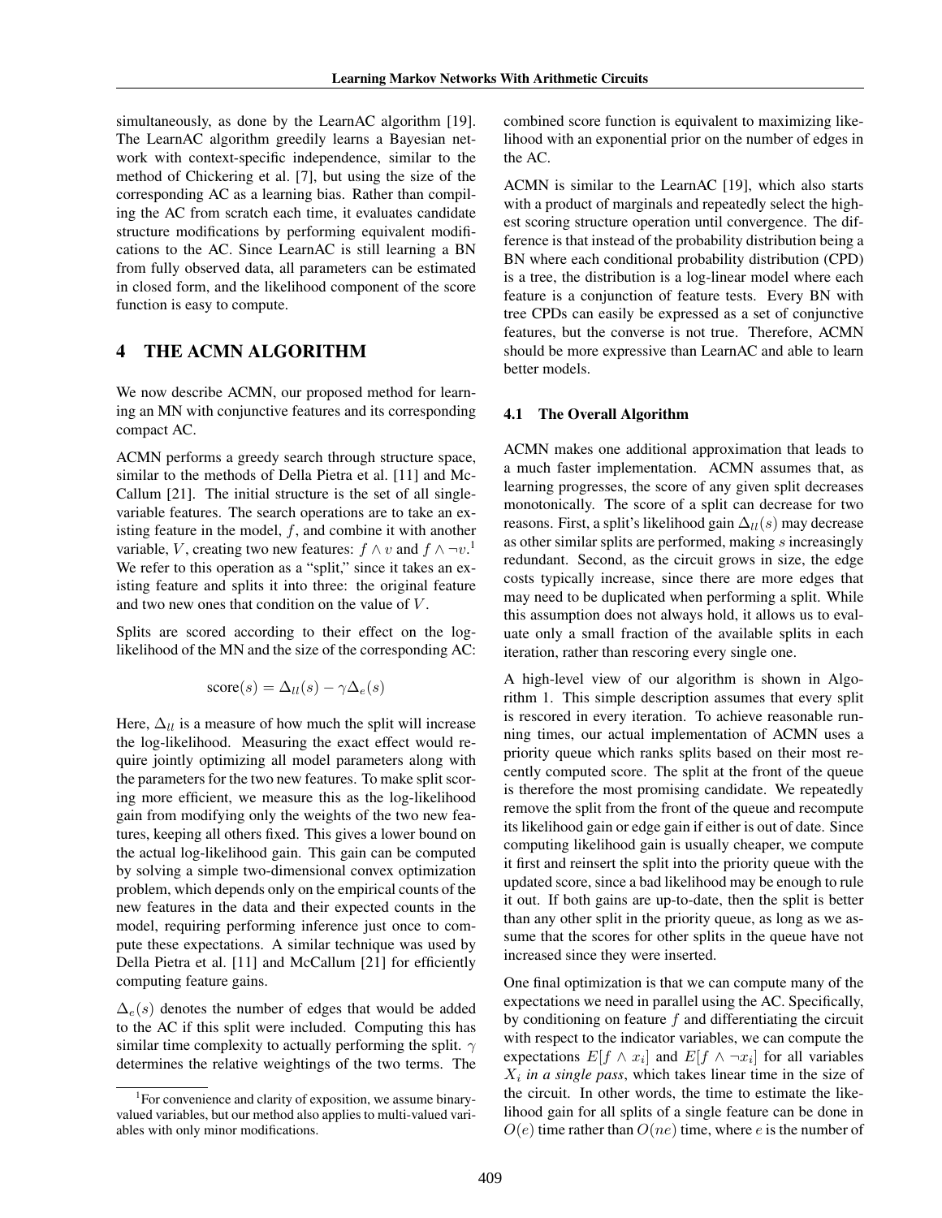simultaneously, as done by the LearnAC algorithm [19]. The LearnAC algorithm greedily learns a Bayesian network with context-specific independence, similar to the method of Chickering et al. [7], but using the size of the corresponding AC as a learning bias. Rather than compiling the AC from scratch each time, it evaluates candidate structure modifications by performing equivalent modifications to the AC. Since LearnAC is still learning a BN from fully observed data, all parameters can be estimated in closed form, and the likelihood component of the score function is easy to compute.

## 4 THE ACMN ALGORITHM

We now describe ACMN, our proposed method for learning an MN with conjunctive features and its corresponding compact AC.

ACMN performs a greedy search through structure space, similar to the methods of Della Pietra et al. [11] and McCallum [21]. The initial structure is the set of all single-variable features. The search operations are to take an existing feature in the model, $f$, and combine it with another variable, $V$, creating two new features: $f \wedge v$ and $f \wedge \neg v$.[1] We refer to this operation as a "split," since it takes an existing feature and splits it into three: the original feature and two new ones that condition on the value of $V$.

Splits are scored according to their effect on the log-likelihood of the MN and the size of the corresponding AC:

$$\text{score}(s) = \Delta_{ll}(s) - \gamma \Delta_e(s)$$

Here, $\Delta_{ll}$ is a measure of how much the split will increase the log-likelihood. Measuring the exact effect would require jointly optimizing all model parameters along with the parameters for the two new features. To make split scoring more efficient, we measure this as the log-likelihood gain from modifying only the weights of the two new features, keeping all others fixed. This gives a lower bound on the actual log-likelihood gain. This gain can be computed by solving a simple two-dimensional convex optimization problem, which depends only on the empirical counts of the new features in the data and their expected counts in the model, requiring performing inference just once to compute these expectations. A similar technique was used by Della Pietra et al. [11] and McCallum [21] for efficiently computing feature gains.

$\Delta_e(s)$ denotes the number of edges that would be added to the AC if this split were included. Computing this has similar time complexity to actually performing the split. $\gamma$ determines the relative weightings of the two terms. The combined score function is equivalent to maximizing likelihood with an exponential prior on the number of edges in the AC.

ACMN is similar to the LearnAC [19], which also starts with a product of marginals and repeatedly select the highest scoring structure operation until convergence. The difference is that instead of the probability distribution being a BN where each conditional probability distribution (CPD) is a tree, the distribution is a log-linear model where each feature is a conjunction of feature tests. Every BN with tree CPDs can easily be expressed as a set of conjunctive features, but the converse is not true. Therefore, ACMN should be more expressive than LearnAC and able to learn better models.

### 4.1 The Overall Algorithm

ACMN makes one additional approximation that leads to a much faster implementation. ACMN assumes that, as learning progresses, the score of any given split decreases monotonically. The score of a split can decrease for two reasons. First, a split's likelihood gain $\Delta_{ll}(s)$ may decrease as other similar splits are performed, making $s$ increasingly redundant. Second, as the circuit grows in size, the edge costs typically increase, since there are more edges that may need to be duplicated when performing a split. While this assumption does not always hold, it allows us to evaluate only a small fraction of the available splits in each iteration, rather than rescoring every single one.

A high-level view of our algorithm is shown in Algorithm 1. This simple description assumes that every split is rescored in every iteration. To achieve reasonable running times, our actual implementation of ACMN uses a priority queue which ranks splits based on their most recently computed score. The split at the front of the queue is therefore the most promising candidate. We repeatedly remove the split from the front of the queue and recompute its likelihood gain or edge gain if either is out of date. Since computing likelihood gain is usually cheaper, we compute it first and reinsert the split into the priority queue with the updated score, since a bad likelihood may be enough to rule it out. If both gains are up-to-date, then the split is better than any other split in the priority queue, as long as we assume that the scores for other splits in the queue have not increased since they were inserted.

One final optimization is that we can compute many of the expectations we need in parallel using the AC. Specifically, by conditioning on feature $f$ and differentiating the circuit with respect to the indicator variables, we can compute the expectations $E[f \wedge x_i]$ and $E[f \wedge \neg x_i]$ for all variables $X_i$ *in a single pass*, which takes linear time in the size of the circuit. In other words, the time to estimate the likelihood gain for all splits of a single feature can be done in $O(e)$ time rather than $O(ne)$ time, where $e$ is the number of

[1] For convenience and clarity of exposition, we assume binary-valued variables, but our method also applies to multi-valued variables with only minor modifications.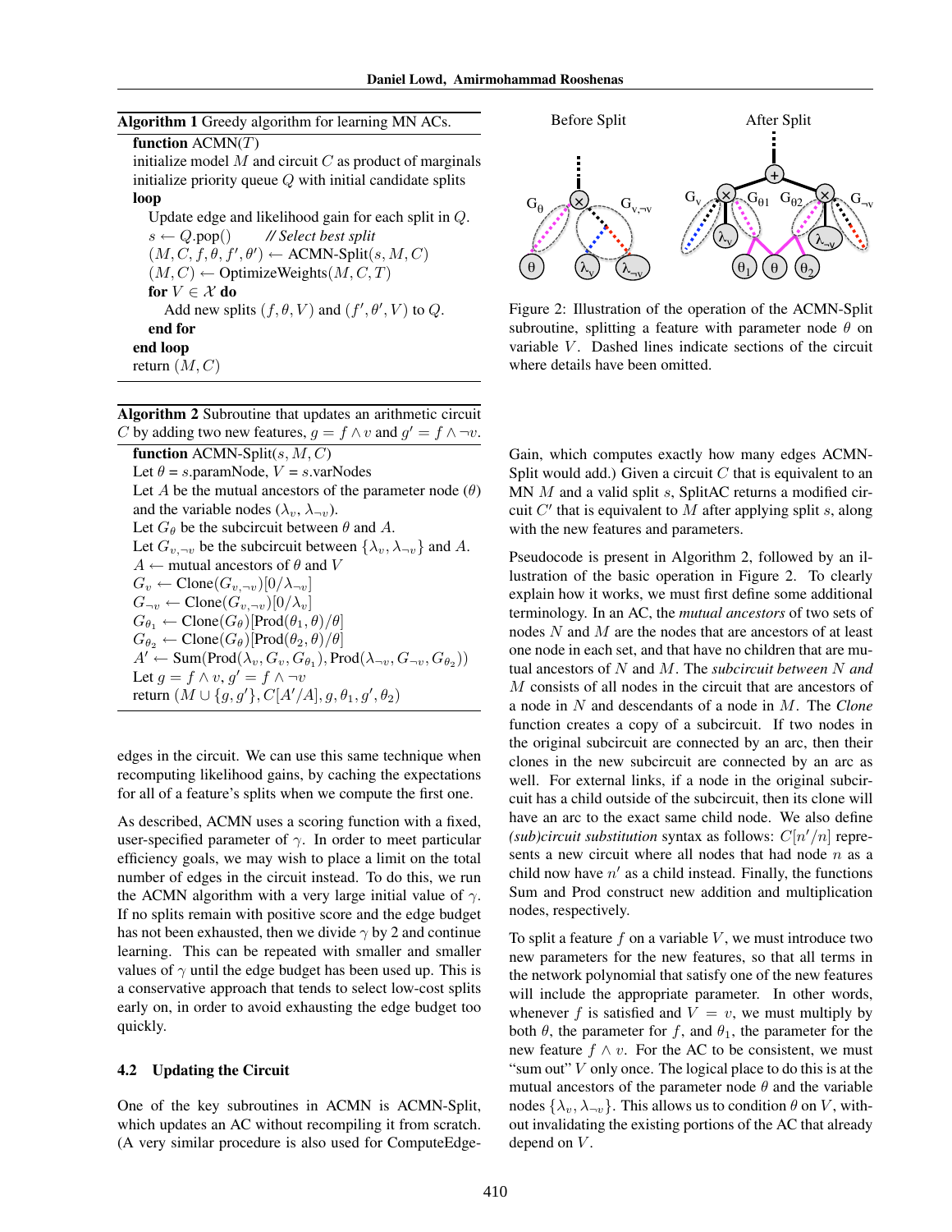**Algorithm 1** Greedy algorithm for learning MN ACs.

```
function ACMN(T)
initialize model M and circuit C as product of marginals
initialize priority queue Q with initial candidate splits
loop
   Update edge and likelihood gain for each split in Q.
   s ← Q.pop()        // Select best split
   (M, C, f, θ, f', θ') ← ACMN-Split(s, M, C)
   (M, C) ← OptimizeWeights(M, C, T)
   for V ∈ 𝒳 do
      Add new splits (f, θ, V) and (f', θ', V) to Q.
   end for
end loop
return (M, C)
```

**Algorithm 2** Subroutine that updates an arithmetic circuit $C$ by adding two new features, $g = f \wedge v$ and $g' = f \wedge \neg v$.

```
function ACMN-Split(s, M, C)
Let θ = s.paramNode, V = s.varNodes
Let A be the mutual ancestors of the parameter node (θ)
and the variable nodes (λ_v, λ_¬v).
Let G_θ be the subcircuit between θ and A.
Let G_{v,¬v} be the subcircuit between {λ_v, λ_¬v} and A.
A ← mutual ancestors of θ and V
G_v ← Clone(G_{v,¬v})[0/λ_¬v]
G_¬v ← Clone(G_{v,¬v})[0/λ_v]
G_θ1 ← Clone(G_θ)[Prod(θ_1, θ)/θ]
G_θ2 ← Clone(G_θ)[Prod(θ_2, θ)/θ]
A' ← Sum(Prod(λ_v, G_v, G_θ1), Prod(λ_¬v, G_¬v, G_θ2))
Let g = f ∧ v, g' = f ∧ ¬v
return (M ∪ {g, g'}, C[A'/A], g, θ_1, g', θ_2)
```

edges in the circuit. We can use this same technique when recomputing likelihood gains, by caching the expectations for all of a feature's splits when we compute the first one.

As described, ACMN uses a scoring function with a fixed, user-specified parameter of $\gamma$. In order to meet particular efficiency goals, we may wish to place a limit on the total number of edges in the circuit instead. To do this, we run the ACMN algorithm with a very large initial value of $\gamma$. If no splits remain with positive score and the edge budget has not been exhausted, then we divide $\gamma$ by 2 and continue learning. This can be repeated with smaller and smaller values of $\gamma$ until the edge budget has been used up. This is a conservative approach that tends to select low-cost splits early on, in order to avoid exhausting the edge budget too quickly.

### 4.2 Updating the Circuit

One of the key subroutines in ACMN is ACMN-Split, which updates an AC without recompiling it from scratch. (A very similar procedure is also used for ComputeEdgeGain, which computes exactly how many edges ACMN-Split would add.) Given a circuit $C$ that is equivalent to an MN $M$ and a valid split $s$, SplitAC returns a modified circuit $C'$ that is equivalent to $M$ after applying split $s$, along with the new features and parameters.

Figure 2: Illustration of the operation of the ACMN-Split subroutine, splitting a feature with parameter node $\theta$ on variable $V$. Dashed lines indicate sections of the circuit where details have been omitted.

Pseudocode is present in Algorithm 2, followed by an illustration of the basic operation in Figure 2. To clearly explain how it works, we must first define some additional terminology. In an AC, the *mutual ancestors* of two sets of nodes $N$ and $M$ are the nodes that are ancestors of at least one node in each set, and that have no children that are mutual ancestors of $N$ and $M$. The *subcircuit between $N$ and $M$* consists of all nodes in the circuit that are ancestors of a node in $N$ and descendants of a node in $M$. The *Clone* function creates a copy of a subcircuit. If two nodes in the original subcircuit are connected by an arc, then their clones in the new subcircuit are connected by an arc as well. For external links, if a node in the original subcircuit has a child outside of the subcircuit, then its clone will have an arc to the exact same child node. We also define *(sub)circuit substitution* syntax as follows: $C[n'/n]$ represents a new circuit where all nodes that had node $n$ as a child now have $n'$ as a child instead. Finally, the functions Sum and Prod construct new addition and multiplication nodes, respectively.

To split a feature $f$ on a variable $V$, we must introduce two new parameters for the new features, so that all terms in the network polynomial that satisfy one of the new features will include the appropriate parameter. In other words, whenever $f$ is satisfied and $V = v$, we must multiply by both $\theta$, the parameter for $f$, and $\theta_1$, the parameter for the new feature $f \wedge v$. For the AC to be consistent, we must "sum out" $V$ only once. The logical place to do this is at the mutual ancestors of the parameter node $\theta$ and the variable nodes $\{\lambda_v, \lambda_{\neg v}\}$. This allows us to condition $\theta$ on $V$, without invalidating the existing portions of the AC that already depend on $V$.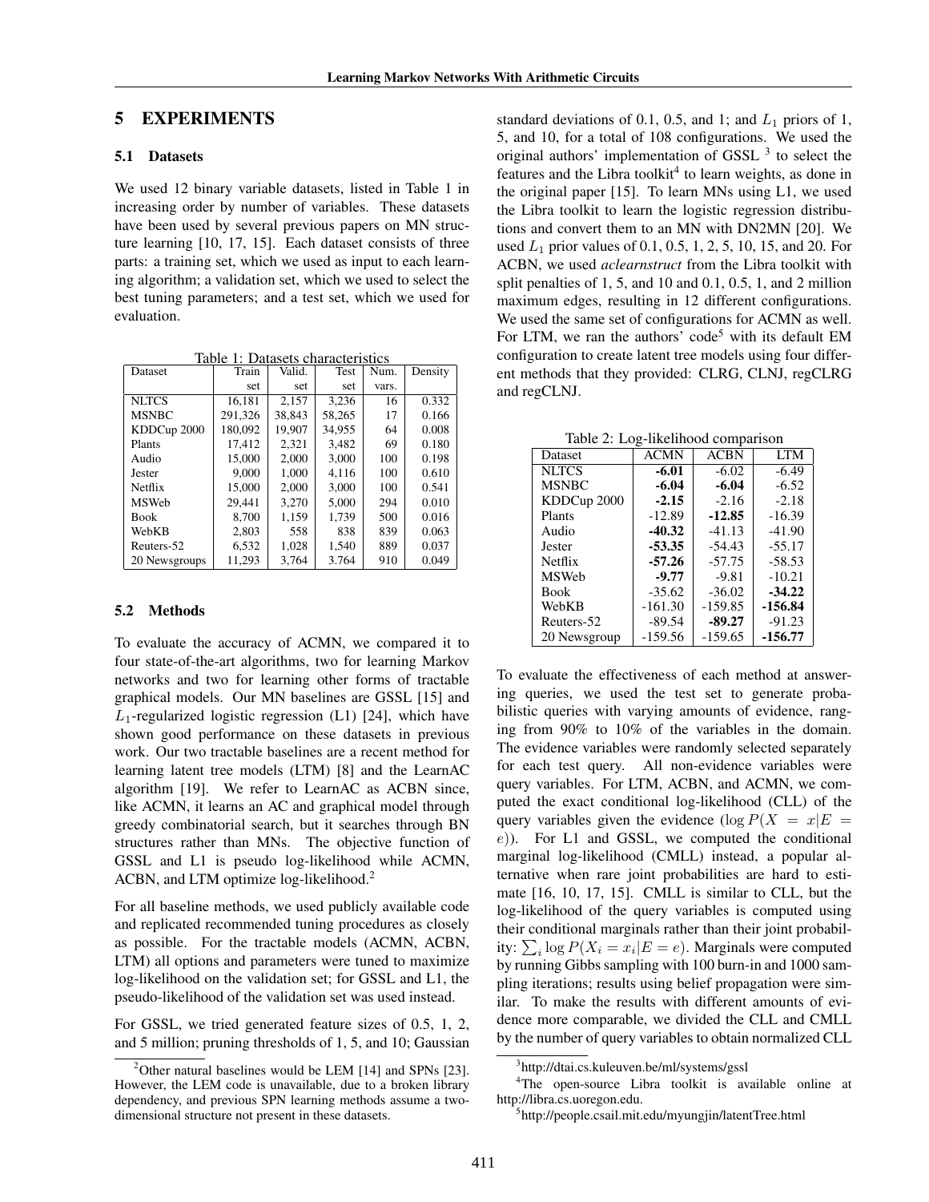## 5 EXPERIMENTS

### 5.1 Datasets

We used 12 binary variable datasets, listed in Table 1 in increasing order by number of variables. These datasets have been used by several previous papers on MN structure learning [10, 17, 15]. Each dataset consists of three parts: a training set, which we used as input to each learning algorithm; a validation set, which we used to select the best tuning parameters; and a test set, which we used for evaluation.

Table 1: Datasets characteristics

| Dataset | Train set | Valid. set | Test set | Num. vars. | Density |
|---|---|---|---|---|---|
| NLTCS | 16,181 | 2,157 | 3,236 | 16 | 0.332 |
| MSNBC | 291,326 | 38,843 | 58,265 | 17 | 0.166 |
| KDDCup 2000 | 180,092 | 19,907 | 34,955 | 64 | 0.008 |
| Plants | 17,412 | 2,321 | 3,482 | 69 | 0.180 |
| Audio | 15,000 | 2,000 | 3,000 | 100 | 0.198 |
| Jester | 9,000 | 1,000 | 4,116 | 100 | 0.610 |
| Netflix | 15,000 | 2,000 | 3,000 | 100 | 0.541 |
| MSWeb | 29,441 | 3,270 | 5,000 | 294 | 0.010 |
| Book | 8,700 | 1,159 | 1,739 | 500 | 0.016 |
| WebKB | 2,803 | 558 | 838 | 839 | 0.063 |
| Reuters-52 | 6,532 | 1,028 | 1,540 | 889 | 0.037 |
| 20 Newsgroups | 11,293 | 3,764 | 3.764 | 910 | 0.049 |

### 5.2 Methods

To evaluate the accuracy of ACMN, we compared it to four state-of-the-art algorithms, two for learning Markov networks and two for learning other forms of tractable graphical models. Our MN baselines are GSSL [15] and $L_1$-regularized logistic regression (L1) [24], which have shown good performance on these datasets in previous work. Our two tractable baselines are a recent method for learning latent tree models (LTM) [8] and the LearnAC algorithm [19]. We refer to LearnAC as ACBN since, like ACMN, it learns an AC and graphical model through greedy combinatorial search, but it searches through BN structures rather than MNs. The objective function of GSSL and L1 is pseudo log-likelihood while ACMN, ACBN, and LTM optimize log-likelihood.[2]

For all baseline methods, we used publicly available code and replicated recommended tuning procedures as closely as possible. For the tractable models (ACMN, ACBN, LTM) all options and parameters were tuned to maximize log-likelihood on the validation set; for GSSL and L1, the pseudo-likelihood of the validation set was used instead.

For GSSL, we tried generated feature sizes of 0.5, 1, 2, and 5 million; pruning thresholds of 1, 5, and 10; Gaussian standard deviations of 0.1, 0.5, and 1; and $L_1$ priors of 1, 5, and 10, for a total of 108 configurations. We used the original authors' implementation of GSSL [3] to select the features and the Libra toolkit[4] to learn weights, as done in the original paper [15]. To learn MNs using L1, we used the Libra toolkit to learn the logistic regression distributions and convert them to an MN with DN2MN [20]. We used $L_1$ prior values of 0.1, 0.5, 1, 2, 5, 10, 15, and 20. For ACBN, we used *aclearnstruct* from the Libra toolkit with split penalties of 1, 5, and 10 and 0.1, 0.5, 1, and 2 million maximum edges, resulting in 12 different configurations. We used the same set of configurations for ACMN as well. For LTM, we ran the authors' code[5] with its default EM configuration to create latent tree models using four different methods that they provided: CLRG, CLNJ, regCLRG and regCLNJ.

Table 2: Log-likelihood comparison

| Dataset | ACMN | ACBN | LTM |
|---|---|---|---|
| NLTCS | **-6.01** | -6.02 | -6.49 |
| MSNBC | **-6.04** | **-6.04** | -6.52 |
| KDDCup 2000 | **-2.15** | -2.16 | -2.18 |
| Plants | -12.89 | **-12.85** | -16.39 |
| Audio | **-40.32** | -41.13 | -41.90 |
| Jester | **-53.35** | -54.43 | -55.17 |
| Netflix | **-57.26** | -57.75 | -58.53 |
| MSWeb | **-9.77** | -9.81 | -10.21 |
| Book | -35.62 | -36.02 | **-34.22** |
| WebKB | -161.30 | -159.85 | **-156.84** |
| Reuters-52 | -89.54 | **-89.27** | -91.23 |
| 20 Newsgroup | -159.56 | -159.65 | **-156.77** |

To evaluate the effectiveness of each method at answering queries, we used the test set to generate probabilistic queries with varying amounts of evidence, ranging from 90% to 10% of the variables in the domain. The evidence variables were randomly selected separately for each test query. All non-evidence variables were query variables. For LTM, ACBN, and ACMN, we computed the exact conditional log-likelihood (CLL) of the query variables given the evidence ($\log P(X = x|E = e)$). For L1 and GSSL, we computed the conditional marginal log-likelihood (CMLL) instead, a popular alternative when rare joint probabilities are hard to estimate [16, 10, 17, 15]. CMLL is similar to CLL, but the log-likelihood of the query variables is computed using their conditional marginals rather than their joint probability: $\sum_i \log P(X_i = x_i|E = e)$. Marginals were computed by running Gibbs sampling with 100 burn-in and 1000 sampling iterations; results using belief propagation were similar. To make the results with different amounts of evidence more comparable, we divided the CLL and CMLL by the number of query variables to obtain normalized CLL

[2] Other natural baselines would be LEM [14] and SPNs [23]. However, the LEM code is unavailable, due to a broken library dependency, and previous SPN learning methods assume a two-dimensional structure not present in these datasets.

[3] http://dtai.cs.kuleuven.be/ml/systems/gssl

[4] The open-source Libra toolkit is available online at http://libra.cs.uoregon.edu.

[5] http://people.csail.mit.edu/myungjin/latentTree.html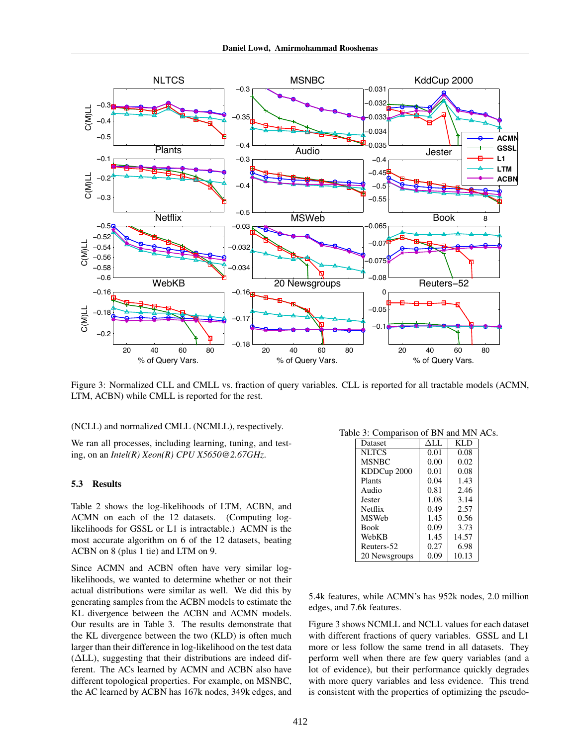Figure 3: Normalized CLL and CMLL vs. fraction of query variables. CLL is reported for all tractable models (ACMN, LTM, ACBN) while CMLL is reported for the rest.

(NCLL) and normalized CMLL (NCMLL), respectively.

We ran all processes, including learning, tuning, and testing, on an *Intel(R) Xeon(R) CPU X5650@2.67GHz*.

### 5.3 Results

Table 2 shows the log-likelihoods of LTM, ACBN, and ACMN on each of the 12 datasets. (Computing log-likelihoods for GSSL or L1 is intractable.) ACMN is the most accurate algorithm on 6 of the 12 datasets, beating ACBN on 8 (plus 1 tie) and LTM on 9.

Since ACMN and ACBN often have very similar log-likelihoods, we wanted to determine whether or not their actual distributions were similar as well. We did this by generating samples from the ACBN models to estimate the KL divergence between the ACBN and ACMN models. Our results are in Table 3. The results demonstrate that the KL divergence between the two (KLD) is often much larger than their difference in log-likelihood on the test data ($\Delta$LL), suggesting that their distributions are indeed different. The ACs learned by ACMN and ACBN also have different topological properties. For example, on MSNBC, the AC learned by ACBN has 167k nodes, 349k edges, and 5.4k features, while ACMN's has 952k nodes, 2.0 million edges, and 7.6k features.

Table 3: Comparison of BN and MN ACs.

| Dataset | $\Delta$LL | KLD |
|---|---|---|
| NLTCS | 0.01 | 0.08 |
| MSNBC | 0.00 | 0.02 |
| KDDCup 2000 | 0.01 | 0.08 |
| Plants | 0.04 | 1.43 |
| Audio | 0.81 | 2.46 |
| Jester | 1.08 | 3.14 |
| Netflix | 0.49 | 2.57 |
| MSWeb | 1.45 | 0.56 |
| Book | 0.09 | 3.73 |
| WebKB | 1.45 | 14.57 |
| Reuters-52 | 0.27 | 6.98 |
| 20 Newsgroups | 0.09 | 10.13 |

Figure 3 shows NCMLL and NCLL values for each dataset with different fractions of query variables. GSSL and L1 more or less follow the same trend in all datasets. They perform well when there are few query variables (and a lot of evidence), but their performance quickly degrades with more query variables and less evidence. This trend is consistent with the properties of optimizing the pseudo-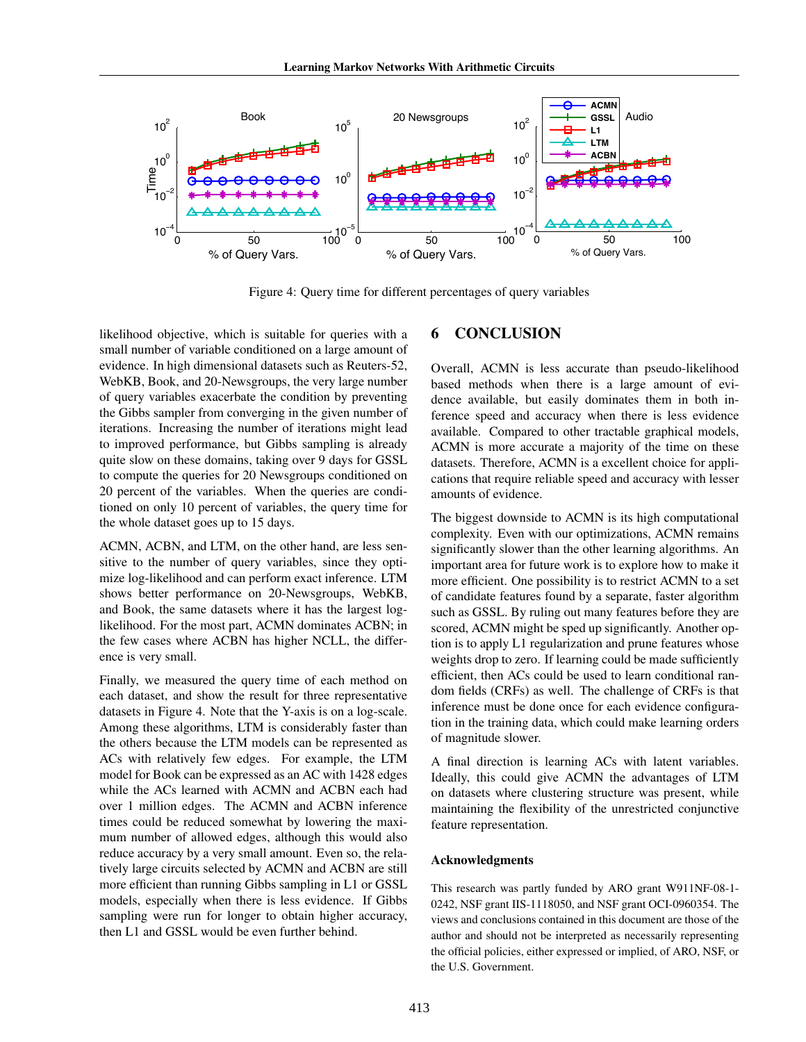Figure 4: Query time for different percentages of query variables

likelihood objective, which is suitable for queries with a small number of variable conditioned on a large amount of evidence. In high dimensional datasets such as Reuters-52, WebKB, Book, and 20-Newsgroups, the very large number of query variables exacerbate the condition by preventing the Gibbs sampler from converging in the given number of iterations. Increasing the number of iterations might lead to improved performance, but Gibbs sampling is already quite slow on these domains, taking over 9 days for GSSL to compute the queries for 20 Newsgroups conditioned on 20 percent of the variables. When the queries are conditioned on only 10 percent of variables, the query time for the whole dataset goes up to 15 days.

ACMN, ACBN, and LTM, on the other hand, are less sensitive to the number of query variables, since they optimize log-likelihood and can perform exact inference. LTM shows better performance on 20-Newsgroups, WebKB, and Book, the same datasets where it has the largest log-likelihood. For the most part, ACMN dominates ACBN; in the few cases where ACBN has higher NCLL, the difference is very small.

Finally, we measured the query time of each method on each dataset, and show the result for three representative datasets in Figure 4. Note that the Y-axis is on a log-scale. Among these algorithms, LTM is considerably faster than the others because the LTM models can be represented as ACs with relatively few edges. For example, the LTM model for Book can be expressed as an AC with 1428 edges while the ACs learned with ACMN and ACBN each had over 1 million edges. The ACMN and ACBN inference times could be reduced somewhat by lowering the maximum number of allowed edges, although this would also reduce accuracy by a very small amount. Even so, the relatively large circuits selected by ACMN and ACBN are still more efficient than running Gibbs sampling in L1 or GSSL models, especially when there is less evidence. If Gibbs sampling were run for longer to obtain higher accuracy, then L1 and GSSL would be even further behind.

## 6 CONCLUSION

Overall, ACMN is less accurate than pseudo-likelihood based methods when there is a large amount of evidence available, but easily dominates them in both inference speed and accuracy when there is less evidence available. Compared to other tractable graphical models, ACMN is more accurate a majority of the time on these datasets. Therefore, ACMN is a excellent choice for applications that require reliable speed and accuracy with lesser amounts of evidence.

The biggest downside to ACMN is its high computational complexity. Even with our optimizations, ACMN remains significantly slower than the other learning algorithms. An important area for future work is to explore how to make it more efficient. One possibility is to restrict ACMN to a set of candidate features found by a separate, faster algorithm such as GSSL. By ruling out many features before they are scored, ACMN might be sped up significantly. Another option is to apply L1 regularization and prune features whose weights drop to zero. If learning could be made sufficiently efficient, then ACs could be used to learn conditional random fields (CRFs) as well. The challenge of CRFs is that inference must be done once for each evidence configuration in the training data, which could make learning orders of magnitude slower.

A final direction is learning ACs with latent variables. Ideally, this could give ACMN the advantages of LTM on datasets where clustering structure was present, while maintaining the flexibility of the unrestricted conjunctive feature representation.

### Acknowledgments

This research was partly funded by ARO grant W911NF-08-1-0242, NSF grant IIS-1118050, and NSF grant OCI-0960354. The views and conclusions contained in this document are those of the author and should not be interpreted as necessarily representing the official policies, either expressed or implied, of ARO, NSF, or the U.S. Government.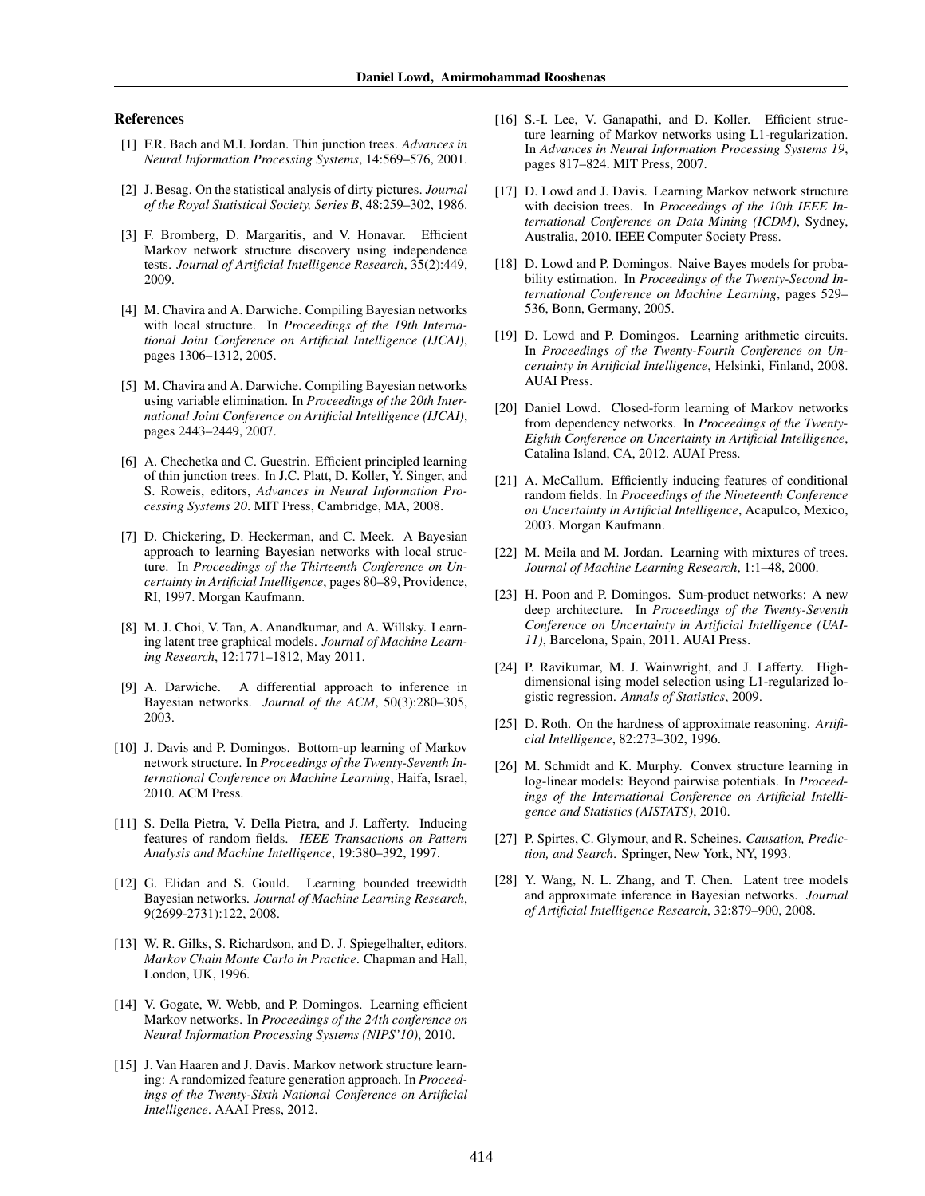## References

[1] F.R. Bach and M.I. Jordan. Thin junction trees. *Advances in Neural Information Processing Systems*, 14:569–576, 2001.

[2] J. Besag. On the statistical analysis of dirty pictures. *Journal of the Royal Statistical Society, Series B*, 48:259–302, 1986.

[3] F. Bromberg, D. Margaritis, and V. Honavar. Efficient Markov network structure discovery using independence tests. *Journal of Artificial Intelligence Research*, 35(2):449, 2009.

[4] M. Chavira and A. Darwiche. Compiling Bayesian networks with local structure. In *Proceedings of the 19th International Joint Conference on Artificial Intelligence (IJCAI)*, pages 1306–1312, 2005.

[5] M. Chavira and A. Darwiche. Compiling Bayesian networks using variable elimination. In *Proceedings of the 20th International Joint Conference on Artificial Intelligence (IJCAI)*, pages 2443–2449, 2007.

[6] A. Chechetka and C. Guestrin. Efficient principled learning of thin junction trees. In J.C. Platt, D. Koller, Y. Singer, and S. Roweis, editors, *Advances in Neural Information Processing Systems 20*. MIT Press, Cambridge, MA, 2008.

[7] D. Chickering, D. Heckerman, and C. Meek. A Bayesian approach to learning Bayesian networks with local structure. In *Proceedings of the Thirteenth Conference on Uncertainty in Artificial Intelligence*, pages 80–89, Providence, RI, 1997. Morgan Kaufmann.

[8] M. J. Choi, V. Tan, A. Anandkumar, and A. Willsky. Learning latent tree graphical models. *Journal of Machine Learning Research*, 12:1771–1812, May 2011.

[9] A. Darwiche. A differential approach to inference in Bayesian networks. *Journal of the ACM*, 50(3):280–305, 2003.

[10] J. Davis and P. Domingos. Bottom-up learning of Markov network structure. In *Proceedings of the Twenty-Seventh International Conference on Machine Learning*, Haifa, Israel, 2010. ACM Press.

[11] S. Della Pietra, V. Della Pietra, and J. Lafferty. Inducing features of random fields. *IEEE Transactions on Pattern Analysis and Machine Intelligence*, 19:380–392, 1997.

[12] G. Elidan and S. Gould. Learning bounded treewidth Bayesian networks. *Journal of Machine Learning Research*, 9(2699-2731):122, 2008.

[13] W. R. Gilks, S. Richardson, and D. J. Spiegelhalter, editors. *Markov Chain Monte Carlo in Practice*. Chapman and Hall, London, UK, 1996.

[14] V. Gogate, W. Webb, and P. Domingos. Learning efficient Markov networks. In *Proceedings of the 24th conference on Neural Information Processing Systems (NIPS'10)*, 2010.

[15] J. Van Haaren and J. Davis. Markov network structure learning: A randomized feature generation approach. In *Proceedings of the Twenty-Sixth National Conference on Artificial Intelligence*. AAAI Press, 2012.

[16] S.-I. Lee, V. Ganapathi, and D. Koller. Efficient structure learning of Markov networks using L1-regularization. In *Advances in Neural Information Processing Systems 19*, pages 817–824. MIT Press, 2007.

[17] D. Lowd and J. Davis. Learning Markov network structure with decision trees. In *Proceedings of the 10th IEEE International Conference on Data Mining (ICDM)*, Sydney, Australia, 2010. IEEE Computer Society Press.

[18] D. Lowd and P. Domingos. Naive Bayes models for probability estimation. In *Proceedings of the Twenty-Second International Conference on Machine Learning*, pages 529–536, Bonn, Germany, 2005.

[19] D. Lowd and P. Domingos. Learning arithmetic circuits. In *Proceedings of the Twenty-Fourth Conference on Uncertainty in Artificial Intelligence*, Helsinki, Finland, 2008. AUAI Press.

[20] Daniel Lowd. Closed-form learning of Markov networks from dependency networks. In *Proceedings of the Twenty-Eighth Conference on Uncertainty in Artificial Intelligence*, Catalina Island, CA, 2012. AUAI Press.

[21] A. McCallum. Efficiently inducing features of conditional random fields. In *Proceedings of the Nineteenth Conference on Uncertainty in Artificial Intelligence*, Acapulco, Mexico, 2003. Morgan Kaufmann.

[22] M. Meila and M. Jordan. Learning with mixtures of trees. *Journal of Machine Learning Research*, 1:1–48, 2000.

[23] H. Poon and P. Domingos. Sum-product networks: A new deep architecture. In *Proceedings of the Twenty-Seventh Conference on Uncertainty in Artificial Intelligence (UAI-11)*, Barcelona, Spain, 2011. AUAI Press.

[24] P. Ravikumar, M. J. Wainwright, and J. Lafferty. High-dimensional ising model selection using L1-regularized logistic regression. *Annals of Statistics*, 2009.

[25] D. Roth. On the hardness of approximate reasoning. *Artificial Intelligence*, 82:273–302, 1996.

[26] M. Schmidt and K. Murphy. Convex structure learning in log-linear models: Beyond pairwise potentials. In *Proceedings of the International Conference on Artificial Intelligence and Statistics (AISTATS)*, 2010.

[27] P. Spirtes, C. Glymour, and R. Scheines. *Causation, Prediction, and Search*. Springer, New York, NY, 1993.

[28] Y. Wang, N. L. Zhang, and T. Chen. Latent tree models and approximate inference in Bayesian networks. *Journal of Artificial Intelligence Research*, 32:879–900, 2008.